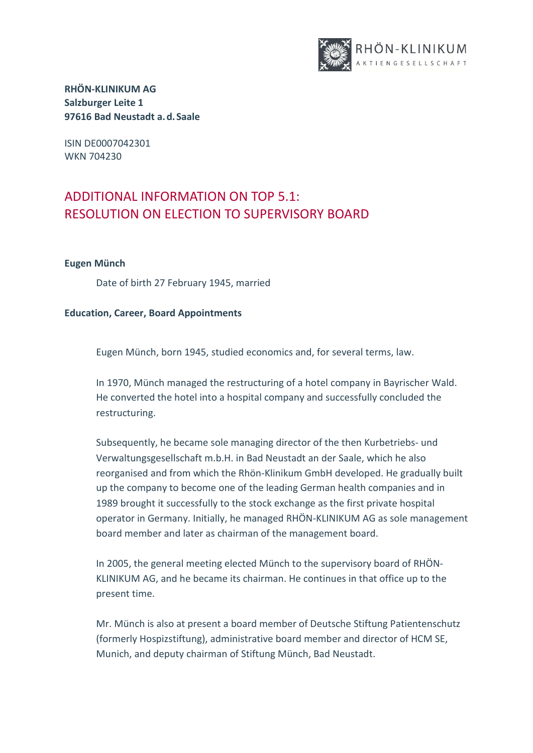**RHÖN-KLINIKUM AG**
**Salzburger Leite 1**
**97616 Bad Neustadt a. d. Saale**

ISIN DE0007042301
WKN 704230

# ADDITIONAL INFORMATION ON TOP 5.1: RESOLUTION ON ELECTION TO SUPERVISORY BOARD

**Eugen Münch**

Date of birth 27 February 1945, married

**Education, Career, Board Appointments**

Eugen Münch, born 1945, studied economics and, for several terms, law.

In 1970, Münch managed the restructuring of a hotel company in Bayrischer Wald. He converted the hotel into a hospital company and successfully concluded the restructuring.

Subsequently, he became sole managing director of the then Kurbetriebs- und Verwaltungsgesellschaft m.b.H. in Bad Neustadt an der Saale, which he also reorganised and from which the Rhön-Klinikum GmbH developed. He gradually built up the company to become one of the leading German health companies and in 1989 brought it successfully to the stock exchange as the first private hospital operator in Germany. Initially, he managed RHÖN-KLINIKUM AG as sole management board member and later as chairman of the management board.

In 2005, the general meeting elected Münch to the supervisory board of RHÖN-KLINIKUM AG, and he became its chairman. He continues in that office up to the present time.

Mr. Münch is also at present a board member of Deutsche Stiftung Patientenschutz (formerly Hospizstiftung), administrative board member and director of HCM SE, Munich, and deputy chairman of Stiftung Münch, Bad Neustadt.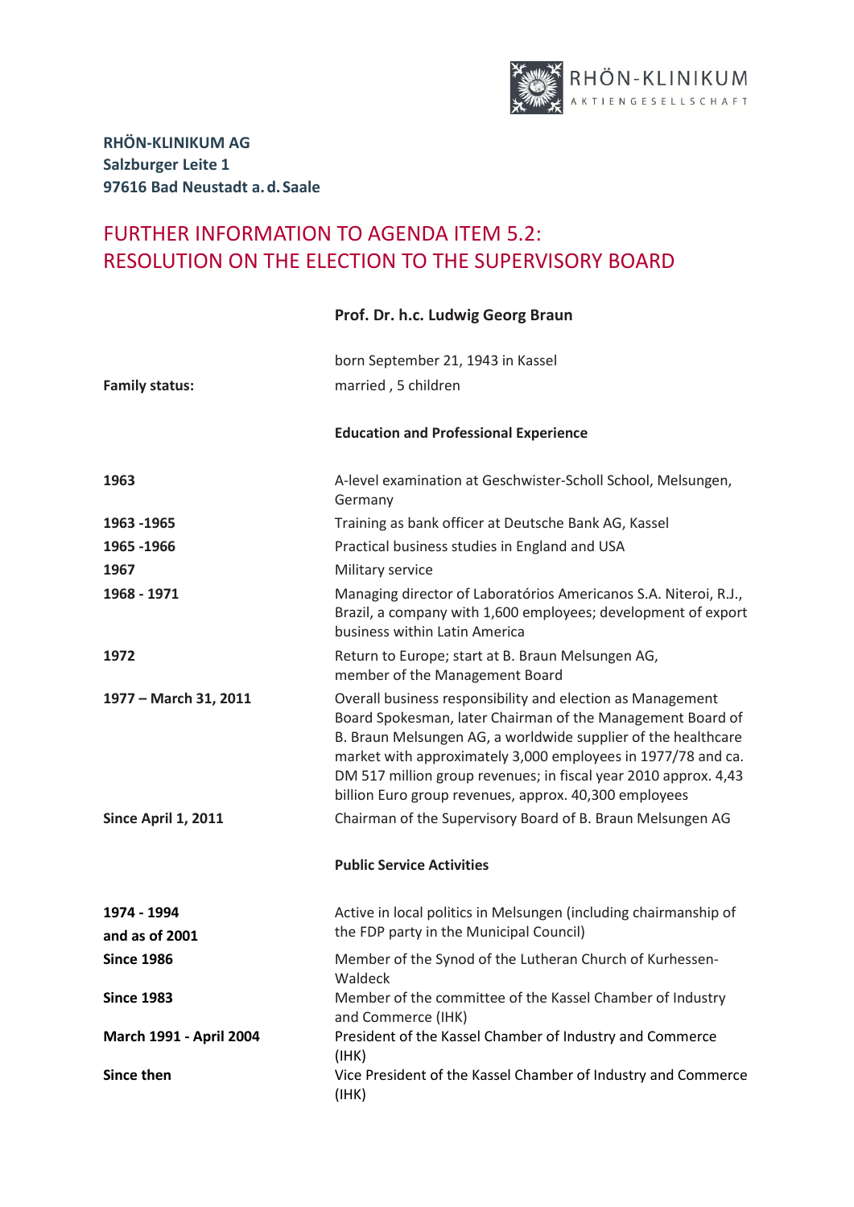**RHÖN-KLINIKUM AG**
**Salzburger Leite 1**
**97616 Bad Neustadt a. d. Saale**

# FURTHER INFORMATION TO AGENDA ITEM 5.2: RESOLUTION ON THE ELECTION TO THE SUPERVISORY BOARD

## Prof. Dr. h.c. Ludwig Georg Braun

born September 21, 1943 in Kassel

**Family status:** married , 5 children

### Education and Professional Experience

| | |
|---|---|
| **1963** | A-level examination at Geschwister-Scholl School, Melsungen, Germany |
| **1963 -1965** | Training as bank officer at Deutsche Bank AG, Kassel |
| **1965 -1966** | Practical business studies in England and USA |
| **1967** | Military service |
| **1968 - 1971** | Managing director of Laboratórios Americanos S.A. Niteroi, R.J., Brazil, a company with 1,600 employees; development of export business within Latin America |
| **1972** | Return to Europe; start at B. Braun Melsungen AG, member of the Management Board |
| **1977 – March 31, 2011** | Overall business responsibility and election as Management Board Spokesman, later Chairman of the Management Board of B. Braun Melsungen AG, a worldwide supplier of the healthcare market with approximately 3,000 employees in 1977/78 and ca. DM 517 million group revenues; in fiscal year 2010 approx. 4,43 billion Euro group revenues, approx. 40,300 employees |
| **Since April 1, 2011** | Chairman of the Supervisory Board of B. Braun Melsungen AG |

### Public Service Activities

| | |
|---|---|
| **1974 - 1994 and as of 2001** | Active in local politics in Melsungen (including chairmanship of the FDP party in the Municipal Council) |
| **Since 1986** | Member of the Synod of the Lutheran Church of Kurhessen-Waldeck |
| **Since 1983** | Member of the committee of the Kassel Chamber of Industry and Commerce (IHK) |
| **March 1991 - April 2004** | President of the Kassel Chamber of Industry and Commerce (IHK) |
| **Since then** | Vice President of the Kassel Chamber of Industry and Commerce (IHK) |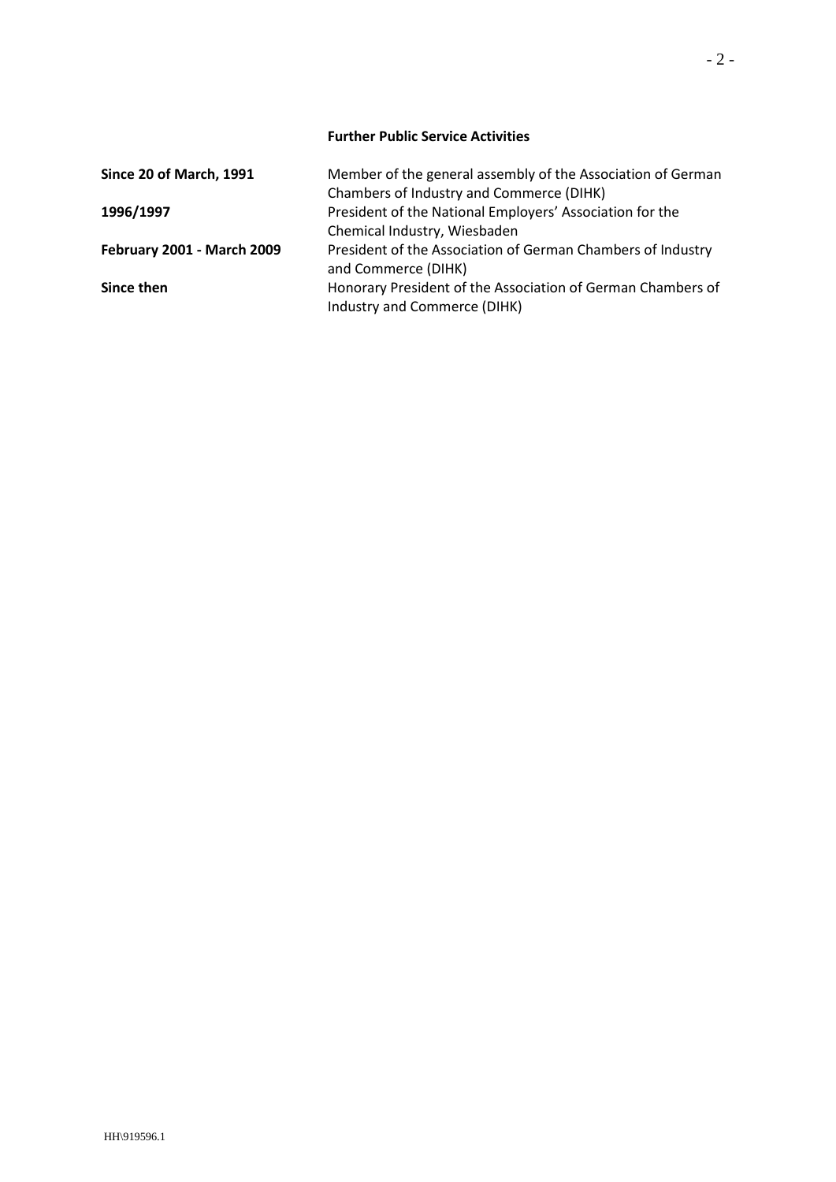**Further Public Service Activities**

| | |
|---|---|
| **Since 20 of March, 1991** | Member of the general assembly of the Association of German Chambers of Industry and Commerce (DIHK) |
| **1996/1997** | President of the National Employers' Association for the Chemical Industry, Wiesbaden |
| **February 2001 - March 2009** | President of the Association of German Chambers of Industry and Commerce (DIHK) |
| **Since then** | Honorary President of the Association of German Chambers of Industry and Commerce (DIHK) |

HH\919596.1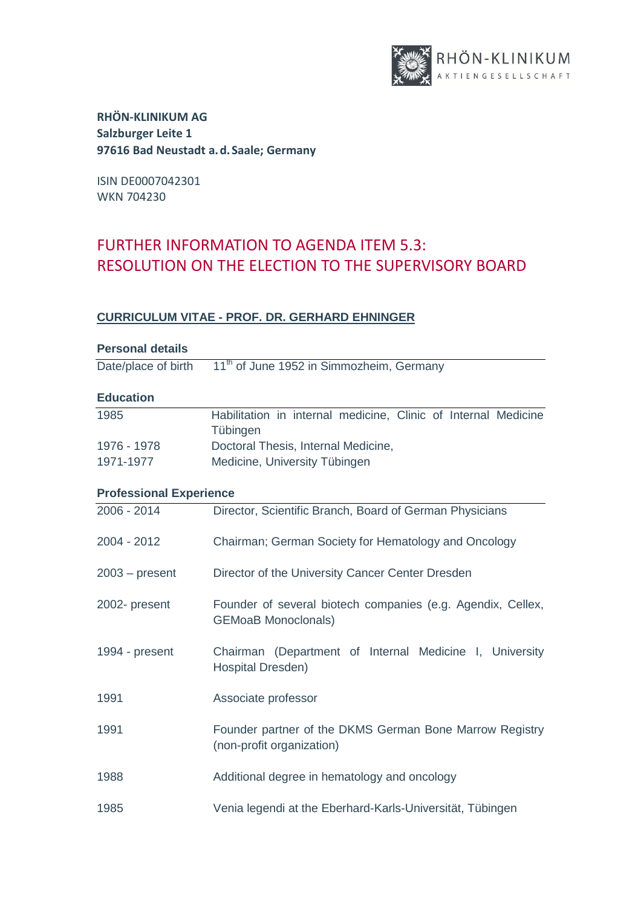**RHÖN-KLINIKUM AG**
**Salzburger Leite 1**
**97616 Bad Neustadt a. d. Saale; Germany**

ISIN DE0007042301
WKN 704230

# FURTHER INFORMATION TO AGENDA ITEM 5.3: RESOLUTION ON THE ELECTION TO THE SUPERVISORY BOARD

## CURRICULUM VITAE - PROF. DR. GERHARD EHNINGER

### Personal details

| | |
|---|---|
| Date/place of birth | 11th of June 1952 in Simmozheim, Germany |

### Education

| | |
|---|---|
| 1985 | Habilitation in internal medicine, Clinic of Internal Medicine Tübingen |
| 1976 - 1978 | Doctoral Thesis, Internal Medicine, |
| 1971-1977 | Medicine, University Tübingen |

### Professional Experience

| | |
|---|---|
| 2006 - 2014 | Director, Scientific Branch, Board of German Physicians |
| 2004 - 2012 | Chairman; German Society for Hematology and Oncology |
| 2003 – present | Director of the University Cancer Center Dresden |
| 2002- present | Founder of several biotech companies (e.g. Agendix, Cellex, GEMoaB Monoclonals) |
| 1994 - present | Chairman (Department of Internal Medicine I, University Hospital Dresden) |
| 1991 | Associate professor |
| 1991 | Founder partner of the DKMS German Bone Marrow Registry (non-profit organization) |
| 1988 | Additional degree in hematology and oncology |
| 1985 | Venia legendi at the Eberhard-Karls-Universität, Tübingen |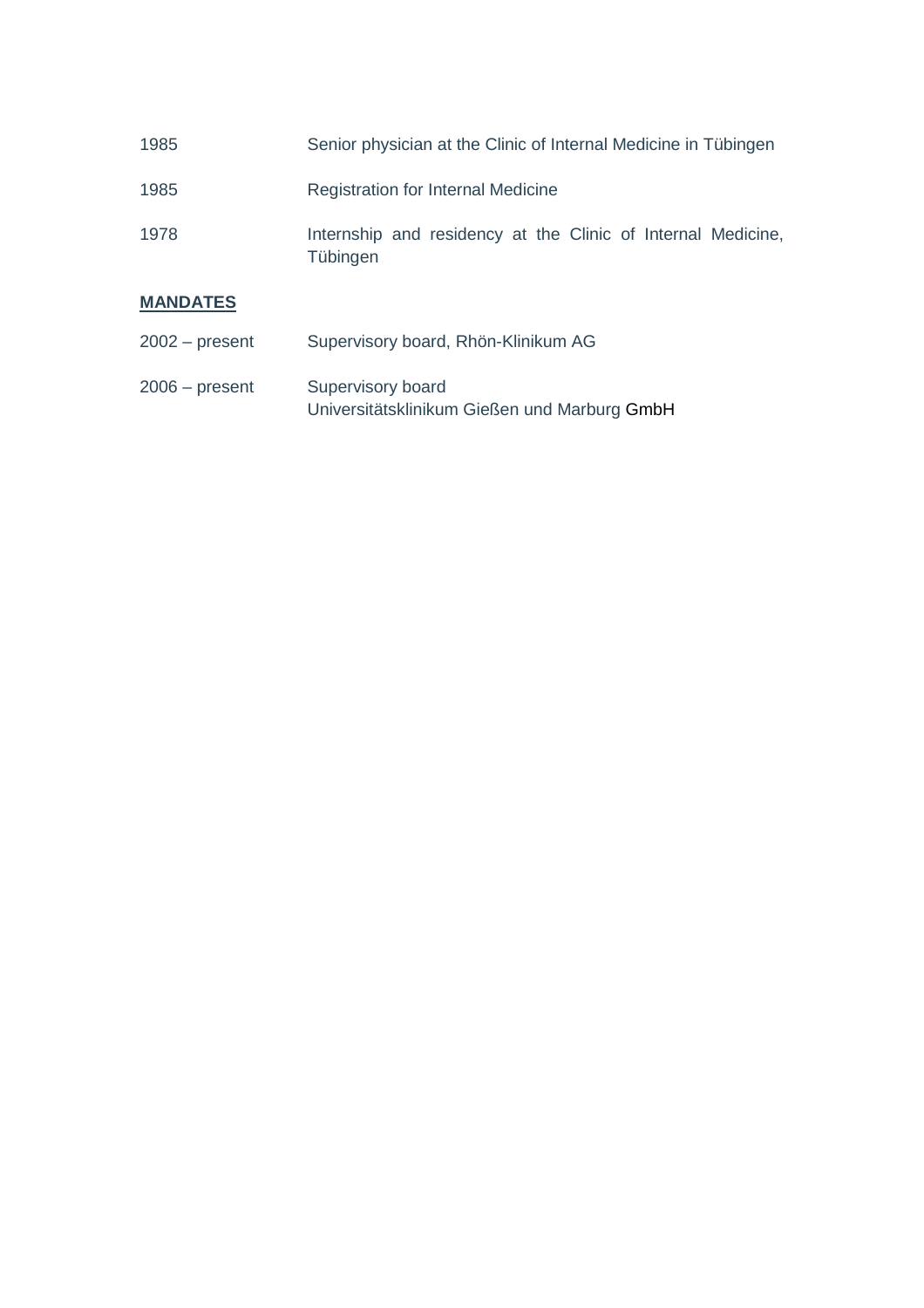| | |
|---|---|
| 1985 | Senior physician at the Clinic of Internal Medicine in Tübingen |
| 1985 | Registration for Internal Medicine |
| 1978 | Internship and residency at the Clinic of Internal Medicine, Tübingen |

## MANDATES

| | |
|---|---|
| 2002 – present | Supervisory board, Rhön-Klinikum AG |
| 2006 – present | Supervisory board<br>Universitätsklinikum Gießen und Marburg GmbH |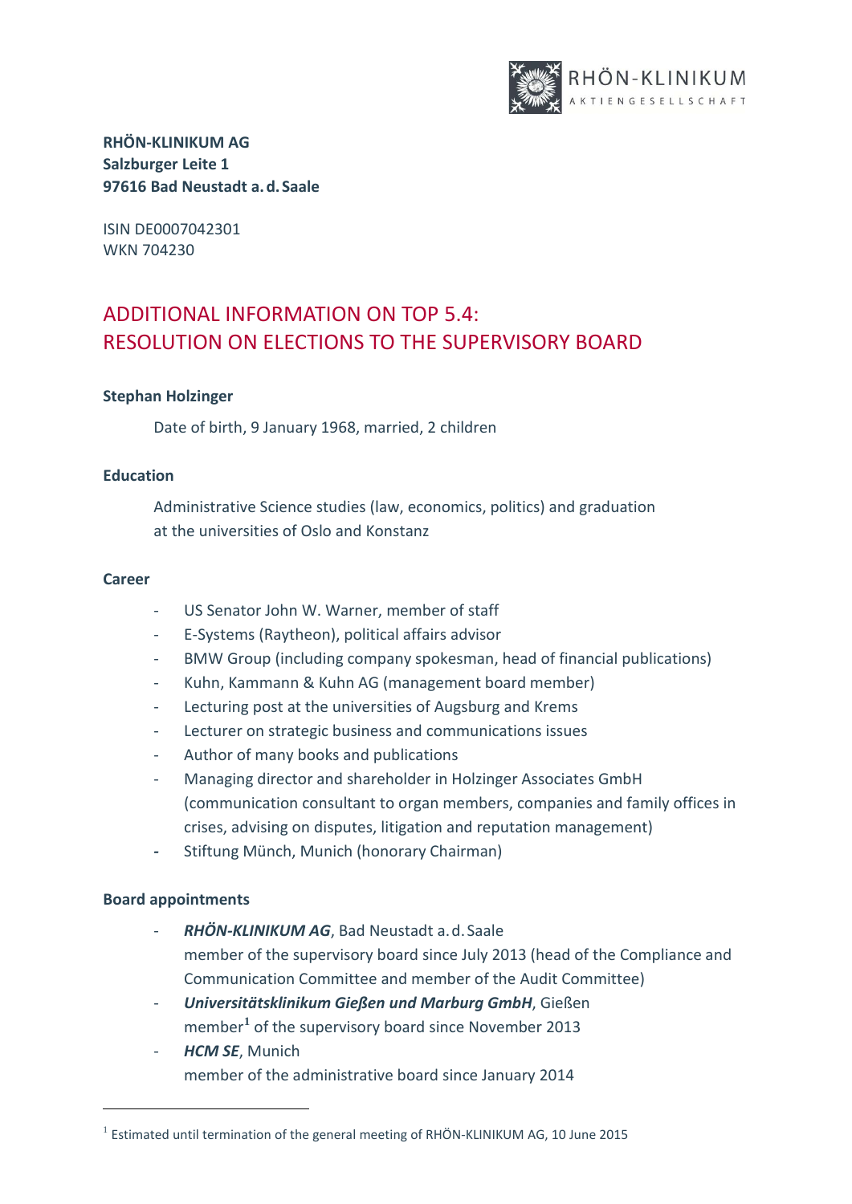**RHÖN-KLINIKUM AG**
**Salzburger Leite 1**
**97616 Bad Neustadt a. d. Saale**

ISIN DE0007042301
WKN 704230

# ADDITIONAL INFORMATION ON TOP 5.4: RESOLUTION ON ELECTIONS TO THE SUPERVISORY BOARD

**Stephan Holzinger**

Date of birth, 9 January 1968, married, 2 children

**Education**

Administrative Science studies (law, economics, politics) and graduation at the universities of Oslo and Konstanz

**Career**

- US Senator John W. Warner, member of staff
- E-Systems (Raytheon), political affairs advisor
- BMW Group (including company spokesman, head of financial publications)
- Kuhn, Kammann & Kuhn AG (management board member)
- Lecturing post at the universities of Augsburg and Krems
- Lecturer on strategic business and communications issues
- Author of many books and publications
- Managing director and shareholder in Holzinger Associates GmbH (communication consultant to organ members, companies and family offices in crises, advising on disputes, litigation and reputation management)
- Stiftung Münch, Munich (honorary Chairman)

**Board appointments**

- ***RHÖN-KLINIKUM AG***, Bad Neustadt a. d. Saale
  member of the supervisory board since July 2013 (head of the Compliance and Communication Committee and member of the Audit Committee)
- ***Universitätsklinikum Gießen und Marburg GmbH***, Gießen
  member[1] of the supervisory board since November 2013
- ***HCM SE***, Munich
  member of the administrative board since January 2014

[1] Estimated until termination of the general meeting of RHÖN-KLINIKUM AG, 10 June 2015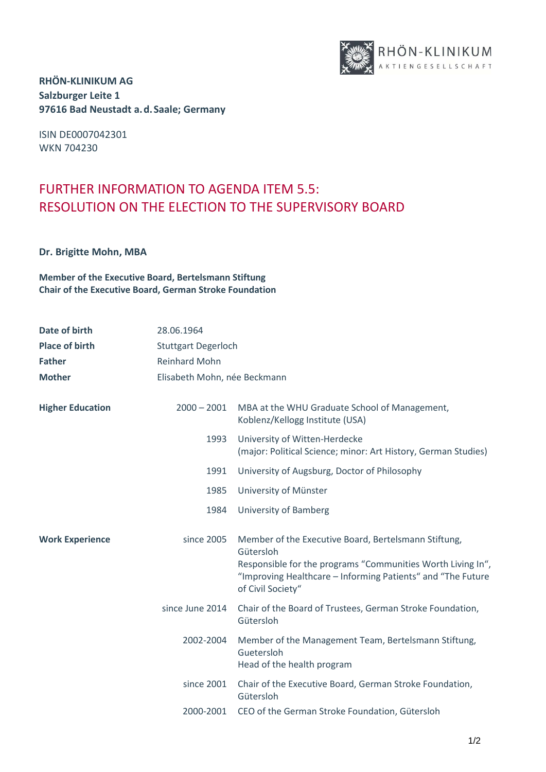**RHÖN-KLINIKUM AG**
**Salzburger Leite 1**
**97616 Bad Neustadt a. d. Saale; Germany**

ISIN DE0007042301
WKN 704230

# FURTHER INFORMATION TO AGENDA ITEM 5.5: RESOLUTION ON THE ELECTION TO THE SUPERVISORY BOARD

**Dr. Brigitte Mohn, MBA**

**Member of the Executive Board, Bertelsmann Stiftung**
**Chair of the Executive Board, German Stroke Foundation**

| | | |
|---|---|---|
| **Date of birth** | 28.06.1964 | |
| **Place of birth** | Stuttgart Degerloch | |
| **Father** | Reinhard Mohn | |
| **Mother** | Elisabeth Mohn, née Beckmann | |
| **Higher Education** | 2000 – 2001 | MBA at the WHU Graduate School of Management, Koblenz/Kellogg Institute (USA) |
| | 1993 | University of Witten-Herdecke (major: Political Science; minor: Art History, German Studies) |
| | 1991 | University of Augsburg, Doctor of Philosophy |
| | 1985 | University of Münster |
| | 1984 | University of Bamberg |
| **Work Experience** | since 2005 | Member of the Executive Board, Bertelsmann Stiftung, Gütersloh<br>Responsible for the programs “Communities Worth Living In“, “Improving Healthcare – Informing Patients“ and “The Future of Civil Society“ |
| | since June 2014 | Chair of the Board of Trustees, German Stroke Foundation, Gütersloh |
| | 2002-2004 | Member of the Management Team, Bertelsmann Stiftung, Guetersloh<br>Head of the health program |
| | since 2001 | Chair of the Executive Board, German Stroke Foundation, Gütersloh |
| | 2000-2001 | CEO of the German Stroke Foundation, Gütersloh |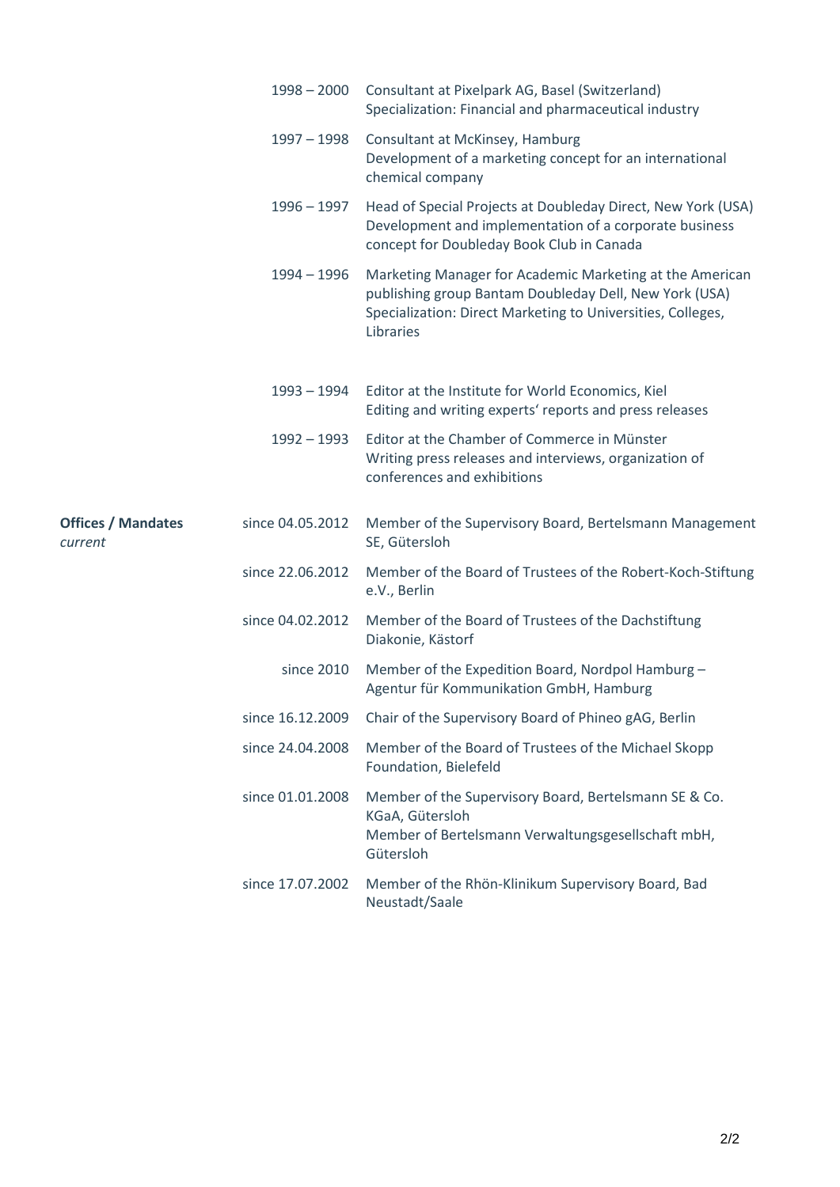| | | |
|---|---|---|
| | 1998 – 2000 | Consultant at Pixelpark AG, Basel (Switzerland)<br>Specialization: Financial and pharmaceutical industry |
| | 1997 – 1998 | Consultant at McKinsey, Hamburg<br>Development of a marketing concept for an international chemical company |
| | 1996 – 1997 | Head of Special Projects at Doubleday Direct, New York (USA)<br>Development and implementation of a corporate business concept for Doubleday Book Club in Canada |
| | 1994 – 1996 | Marketing Manager for Academic Marketing at the American publishing group Bantam Doubleday Dell, New York (USA)<br>Specialization: Direct Marketing to Universities, Colleges, Libraries |
| | 1993 – 1994 | Editor at the Institute for World Economics, Kiel<br>Editing and writing experts' reports and press releases |
| | 1992 – 1993 | Editor at the Chamber of Commerce in Münster<br>Writing press releases and interviews, organization of conferences and exhibitions |
| **Offices / Mandates**<br>*current* | since 04.05.2012 | Member of the Supervisory Board, Bertelsmann Management SE, Gütersloh |
| | since 22.06.2012 | Member of the Board of Trustees of the Robert-Koch-Stiftung e.V., Berlin |
| | since 04.02.2012 | Member of the Board of Trustees of the Dachstiftung Diakonie, Kästorf |
| | since 2010 | Member of the Expedition Board, Nordpol Hamburg – Agentur für Kommunikation GmbH, Hamburg |
| | since 16.12.2009 | Chair of the Supervisory Board of Phineo gAG, Berlin |
| | since 24.04.2008 | Member of the Board of Trustees of the Michael Skopp Foundation, Bielefeld |
| | since 01.01.2008 | Member of the Supervisory Board, Bertelsmann SE & Co. KGaA, Gütersloh<br>Member of Bertelsmann Verwaltungsgesellschaft mbH, Gütersloh |
| | since 17.07.2002 | Member of the Rhön-Klinikum Supervisory Board, Bad Neustadt/Saale |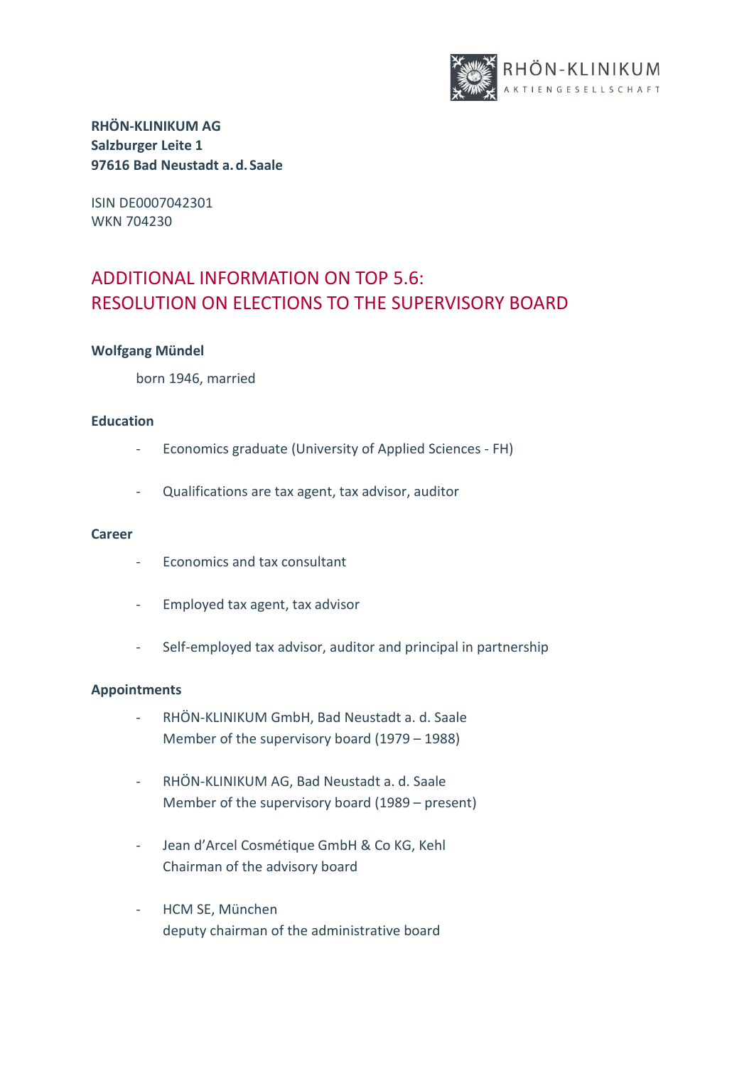**RHÖN-KLINIKUM AG**
**Salzburger Leite 1**
**97616 Bad Neustadt a. d. Saale**

ISIN DE0007042301
WKN 704230

## ADDITIONAL INFORMATION ON TOP 5.6: RESOLUTION ON ELECTIONS TO THE SUPERVISORY BOARD

**Wolfgang Mündel**

born 1946, married

**Education**

- Economics graduate (University of Applied Sciences - FH)
- Qualifications are tax agent, tax advisor, auditor

**Career**

- Economics and tax consultant
- Employed tax agent, tax advisor
- Self-employed tax advisor, auditor and principal in partnership

**Appointments**

- RHÖN-KLINIKUM GmbH, Bad Neustadt a. d. Saale
  Member of the supervisory board (1979 – 1988)
- RHÖN-KLINIKUM AG, Bad Neustadt a. d. Saale
  Member of the supervisory board (1989 – present)
- Jean d'Arcel Cosmétique GmbH & Co KG, Kehl
  Chairman of the advisory board
- HCM SE, München
  deputy chairman of the administrative board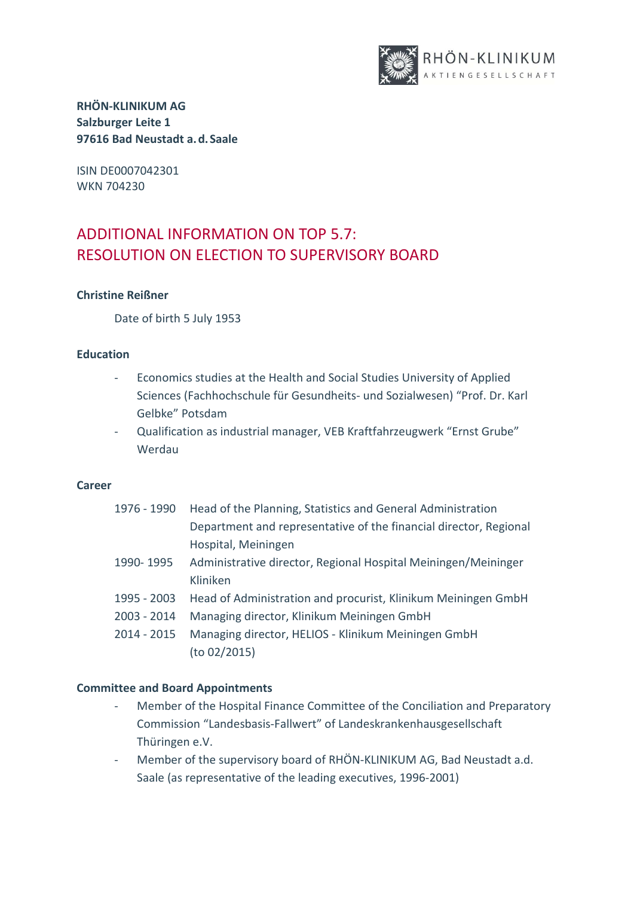**RHÖN-KLINIKUM AG**
**Salzburger Leite 1**
**97616 Bad Neustadt a. d. Saale**

ISIN DE0007042301
WKN 704230

# ADDITIONAL INFORMATION ON TOP 5.7: RESOLUTION ON ELECTION TO SUPERVISORY BOARD

**Christine Reißner**

Date of birth 5 July 1953

**Education**

- Economics studies at the Health and Social Studies University of Applied Sciences (Fachhochschule für Gesundheits- und Sozialwesen) “Prof. Dr. Karl Gelbke” Potsdam
- Qualification as industrial manager, VEB Kraftfahrzeugwerk “Ernst Grube” Werdau

**Career**

| | |
|---|---|
| 1976 - 1990 | Head of the Planning, Statistics and General Administration Department and representative of the financial director, Regional Hospital, Meiningen |
| 1990- 1995 | Administrative director, Regional Hospital Meiningen/Meininger Kliniken |
| 1995 - 2003 | Head of Administration and procurist, Klinikum Meiningen GmbH |
| 2003 - 2014 | Managing director, Klinikum Meiningen GmbH |
| 2014 - 2015 | Managing director, HELIOS - Klinikum Meiningen GmbH (to 02/2015) |

**Committee and Board Appointments**

- Member of the Hospital Finance Committee of the Conciliation and Preparatory Commission “Landesbasis-Fallwert” of Landeskrankenhausgesellschaft Thüringen e.V.
- Member of the supervisory board of RHÖN-KLINIKUM AG, Bad Neustadt a.d. Saale (as representative of the leading executives, 1996-2001)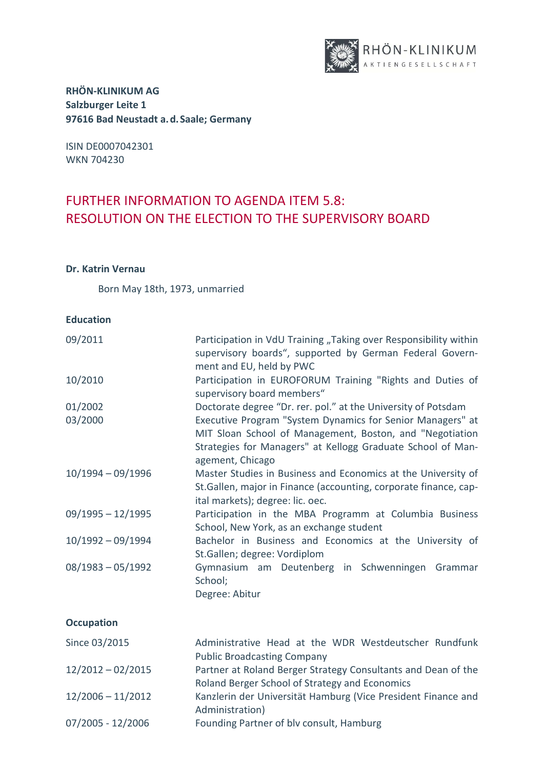RHÖN-KLINIKUM
AKTIENGESELLSCHAFT

**RHÖN-KLINIKUM AG**
**Salzburger Leite 1**
**97616 Bad Neustadt a. d. Saale; Germany**

ISIN DE0007042301
WKN 704230

# FURTHER INFORMATION TO AGENDA ITEM 5.8: RESOLUTION ON THE ELECTION TO THE SUPERVISORY BOARD

**Dr. Katrin Vernau**

Born May 18th, 1973, unmarried

**Education**

| | |
|---|---|
| 09/2011 | Participation in VdU Training „Taking over Responsibility within supervisory boards“, supported by German Federal Government and EU, held by PWC |
| 10/2010 | Participation in EUROFORUM Training "Rights and Duties of supervisory board members“ |
| 01/2002 | Doctorate degree “Dr. rer. pol.” at the University of Potsdam |
| 03/2000 | Executive Program "System Dynamics for Senior Managers" at MIT Sloan School of Management, Boston, and "Negotiation Strategies for Managers" at Kellogg Graduate School of Management, Chicago |
| 10/1994 – 09/1996 | Master Studies in Business and Economics at the University of St.Gallen, major in Finance (accounting, corporate finance, capital markets); degree: lic. oec. |
| 09/1995 – 12/1995 | Participation in the MBA Programm at Columbia Business School, New York, as an exchange student |
| 10/1992 – 09/1994 | Bachelor in Business and Economics at the University of St.Gallen; degree: Vordiplom |
| 08/1983 – 05/1992 | Gymnasium am Deutenberg in Schwenningen Grammar School;<br>Degree: Abitur |

**Occupation**

| | |
|---|---|
| Since 03/2015 | Administrative Head at the WDR Westdeutscher Rundfunk Public Broadcasting Company |
| 12/2012 – 02/2015 | Partner at Roland Berger Strategy Consultants and Dean of the Roland Berger School of Strategy and Economics |
| 12/2006 – 11/2012 | Kanzlerin der Universität Hamburg (Vice President Finance and Administration) |
| 07/2005 - 12/2006 | Founding Partner of blv consult, Hamburg |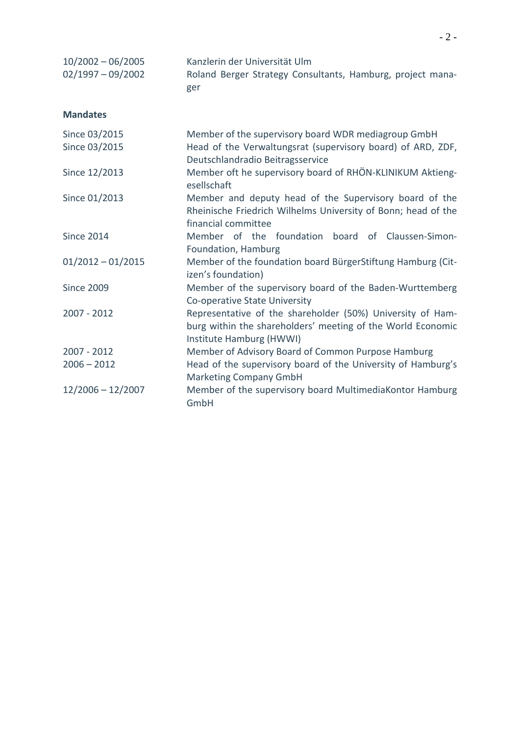| | |
|---|---|
| 10/2002 – 06/2005 | Kanzlerin der Universität Ulm |
| 02/1997 – 09/2002 | Roland Berger Strategy Consultants, Hamburg, project manager |

**Mandates**

| | |
|---|---|
| Since 03/2015 | Member of the supervisory board WDR mediagroup GmbH |
| Since 03/2015 | Head of the Verwaltungsrat (supervisory board) of ARD, ZDF, Deutschlandradio Beitragsservice |
| Since 12/2013 | Member oft he supervisory board of RHÖN-KLINIKUM Aktiengesellschaft |
| Since 01/2013 | Member and deputy head of the Supervisory board of the Rheinische Friedrich Wilhelms University of Bonn; head of the financial committee |
| Since 2014 | Member of the foundation board of Claussen-Simon-Foundation, Hamburg |
| 01/2012 – 01/2015 | Member of the foundation board BürgerStiftung Hamburg (Citizen's foundation) |
| Since 2009 | Member of the supervisory board of the Baden-Wurttemberg Co-operative State University |
| 2007 - 2012 | Representative of the shareholder (50%) University of Hamburg within the shareholders' meeting of the World Economic Institute Hamburg (HWWI) |
| 2007 - 2012 | Member of Advisory Board of Common Purpose Hamburg |
| 2006 – 2012 | Head of the supervisory board of the University of Hamburg's Marketing Company GmbH |
| 12/2006 – 12/2007 | Member of the supervisory board MultimediaKontor Hamburg GmbH |